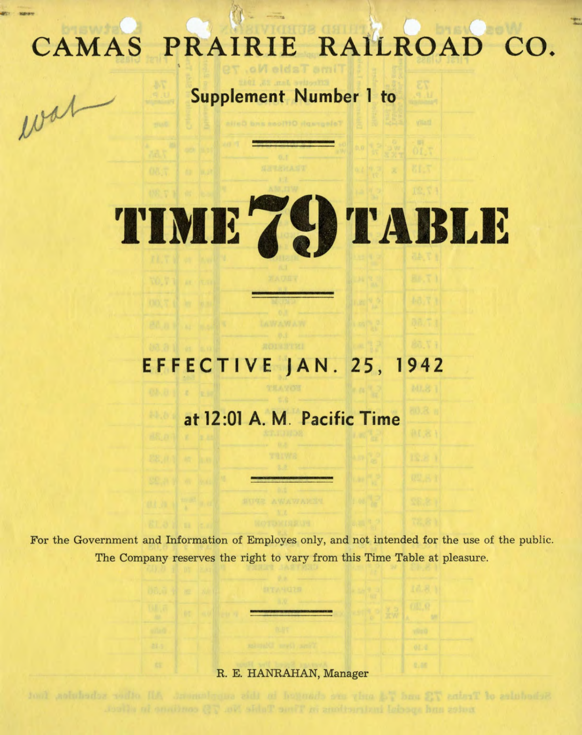# CAMAS PRAIRIE RAILROAD CO.

Supplement Number 1 to

# TIME 79 TABLE

## EFFECTIVE JAN. 25, 1942

at 12:01 A. M. Pacific Time

For the Government and Information of Employes only, and not intended for the use of the public. The Company reserves the right to vary from this Time Table at pleasure.

R. E. HANRAHAN, Manager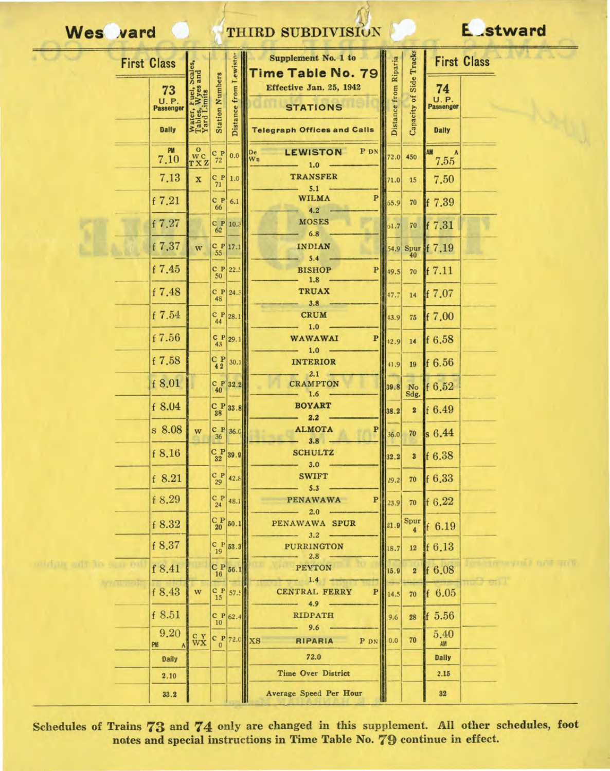# Westward — THIRD SUBDIVISION — Eastward

| First Class | | | | | | | First Class |
|---|---|---|---|---|---|---|---|
| **73** U. P. Passenger | Water, Fuel, Scales, Tables, Wyes and Yard Limits | Station Numbers | Distance from Lewiston | Supplement No. 1 to **Time Table No. 79** Effective Jan. 25, 1942 **STATIONS** | Distance from Riparia | Capacity of Side Tracks | **74** U. P. Passenger |
| Daily | | | | Telegraph Offices and Calls | | | Daily |
| PM 7.10 | O WC TXZ | C P 72 | 0.0 | De Wn **LEWISTON** P DN — 1.0 | 72.0 | 450 | AM A 7.55 |
| 7.13 | X | C P 71 | 1.0 | **TRANSFER** — 5.1 | 71.0 | 15 | 7.50 |
| f 7.21 | | C P 66 | 6.1 | **WILMA** P — 4.2 | 65.9 | 70 | f 7.39 |
| f 7.27 | | C P 62 | 10.3 | **MOSES** — 6.8 | 61.7 | 70 | f 7.31 |
| f 7.37 | W | C P 55 | 17.1 | **INDIAN** — 5.4 | 54.9 | Spur 40 | f 7.19 |
| f 7.45 | | C P 50 | 22.5 | **BISHOP** P — 1.8 | 49.5 | 70 | f 7.11 |
| f 7.48 | | C P 48 | 24.3 | **TRUAX** — 3.8 | 47.7 | 14 | f 7.07 |
| f 7.54 | | C P 44 | 28.1 | **CRUM** — 1.0 | 43.9 | 75 | f 7.00 |
| f 7.56 | | C P 43 | 29.1 | **WAWAWAI** P — 1.0 | 42.9 | 14 | f 6.58 |
| f 7.58 | | C P 42 | 30.1 | **INTERIOR** — 2.1 | 41.9 | 19 | f 6.56 |
| f 8.01 | | C P 40 | 32.2 | **CRAMPTON** — 1.6 | 39.8 | No Sdg. | f 6.52 |
| f 8.04 | | C P 38 | 33.8 | **BOYART** — 2.2 | 38.2 | 2 | f 6.49 |
| s 8.08 | W | C P 36 | 36.0 | **ALMOTA** P — 3.8 | 36.0 | 70 | s 6.44 |
| f 8.16 | | C P 32 | 39.8 | **SCHULTZ** — 3.0 | 32.2 | 3 | f 6.38 |
| f 8.21 | | C P 29 | 42.8 | **SWIFT** — 5.3 | 29.2 | 70 | f 6.33 |
| f 8.29 | | C P 24 | 48.1 | **PENAWAWA** P — 2.0 | 23.9 | 70 | f 6.22 |
| f 8.32 | | C P 20 | 50.1 | **PENAWAWA SPUR** — 3.2 | 21.9 | Spur 4 | f 6.19 |
| f 8.37 | | C P 19 | 53.3 | **PURRINGTON** — 2.8 | 18.7 | 12 | f 6.13 |
| f 8.41 | | C P 16 | 56.1 | **PEYTON** — 1.4 | 15.9 | 2 | f 6.08 |
| f 8.43 | W | C P 15 | 57.5 | **CENTRAL FERRY** P — 4.9 | 14.5 | 70 | f 6.05 |
| f 8.51 | | C P 10 | 62.4 | **RIDPATH** — 9.6 | 9.6 | 28 | f 5.56 |
| 9.20 PM A | C Y WX | C P 0 | 72.0 | XS **RIPARIA** P DN | 0.0 | 70 | 5.40 AM |
| Daily | | | | 72.0 | | | Daily |
| 2.10 | | | | Time Over District | | | 2.15 |
| 33.2 | | | | Average Speed Per Hour | | | 32 |

**Schedules of Trains 73 and 74 only are changed in this supplement. All other schedules, foot notes and special instructions in Time Table No. 79 continue in effect.**